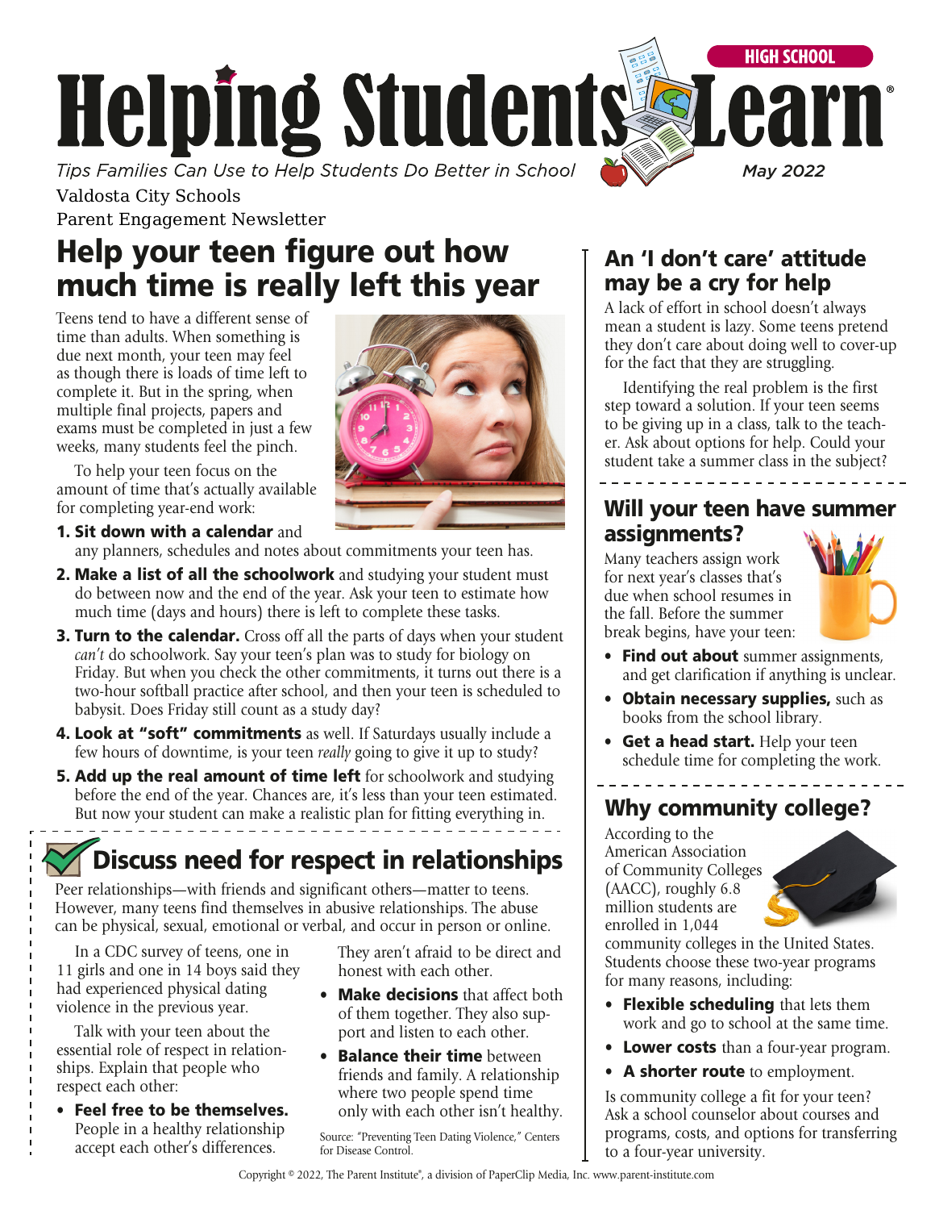# Helping Students Learn

HIGH SCHOOL

*Tips Families Can Use to Help Students Do Better in School*

May 2022

Valdosta City Schools
Parent Engagement Newsletter

## Help your teen figure out how much time is really left this year

Teens tend to have a different sense of time than adults. When something is due next month, your teen may feel as though there is loads of time left to complete it. But in the spring, when multiple final projects, papers and exams must be completed in just a few weeks, many students feel the pinch.

To help your teen focus on the amount of time that's actually available for completing year-end work:

1. **Sit down with a calendar** and any planners, schedules and notes about commitments your teen has.
2. **Make a list of all the schoolwork** and studying your student must do between now and the end of the year. Ask your teen to estimate how much time (days and hours) there is left to complete these tasks.
3. **Turn to the calendar.** Cross off all the parts of days when your student *can't* do schoolwork. Say your teen's plan was to study for biology on Friday. But when you check the other commitments, it turns out there is a two-hour softball practice after school, and then your teen is scheduled to babysit. Does Friday still count as a study day?
4. **Look at "soft" commitments** as well. If Saturdays usually include a few hours of downtime, is your teen *really* going to give it up to study?
5. **Add up the real amount of time left** for schoolwork and studying before the end of the year. Chances are, it's less than your teen estimated. But now your student can make a realistic plan for fitting everything in.

## Discuss need for respect in relationships

Peer relationships—with friends and significant others—matter to teens. However, many teens find themselves in abusive relationships. The abuse can be physical, sexual, emotional or verbal, and occur in person or online.

In a CDC survey of teens, one in 11 girls and one in 14 boys said they had experienced physical dating violence in the previous year.

Talk with your teen about the essential role of respect in relationships. Explain that people who respect each other:

- **Feel free to be themselves.** People in a healthy relationship accept each other's differences. They aren't afraid to be direct and honest with each other.
- **Make decisions** that affect both of them together. They also support and listen to each other.
- **Balance their time** between friends and family. A relationship where two people spend time only with each other isn't healthy.

Source: "Preventing Teen Dating Violence," Centers for Disease Control.

## An 'I don't care' attitude may be a cry for help

A lack of effort in school doesn't always mean a student is lazy. Some teens pretend they don't care about doing well to cover-up for the fact that they are struggling.

Identifying the real problem is the first step toward a solution. If your teen seems to be giving up in a class, talk to the teacher. Ask about options for help. Could your student take a summer class in the subject?

## Will your teen have summer assignments?

Many teachers assign work for next year's classes that's due when school resumes in the fall. Before the summer break begins, have your teen:

- **Find out about** summer assignments, and get clarification if anything is unclear.
- **Obtain necessary supplies,** such as books from the school library.
- **Get a head start.** Help your teen schedule time for completing the work.

## Why community college?

According to the American Association of Community Colleges (AACC), roughly 6.8 million students are enrolled in 1,044 community colleges in the United States. Students choose these two-year programs for many reasons, including:

- **Flexible scheduling** that lets them work and go to school at the same time.
- **Lower costs** than a four-year program.
- **A shorter route** to employment.

Is community college a fit for your teen? Ask a school counselor about courses and programs, costs, and options for transferring to a four-year university.

Copyright © 2022, The Parent Institute®, a division of PaperClip Media, Inc. www.parent-institute.com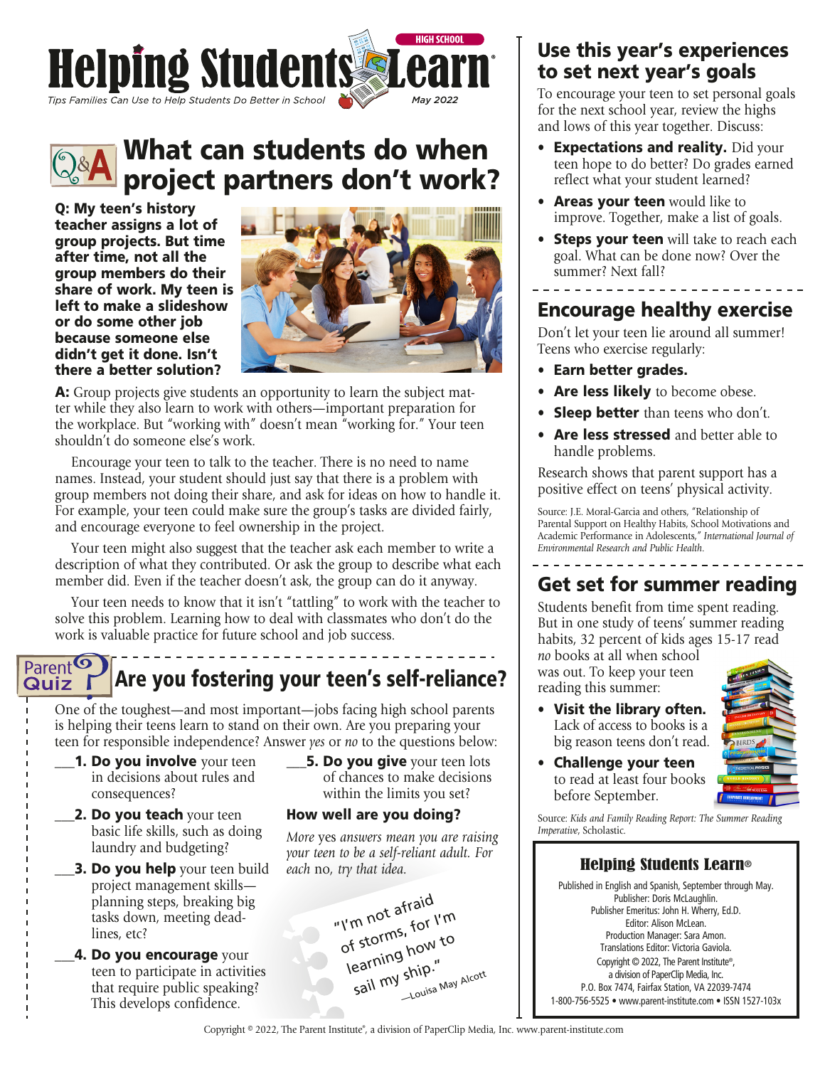# Helping Students Learn

HIGH SCHOOL

*Tips Families Can Use to Help Students Do Better in School*

*May 2022*

## What can students do when project partners don't work?

**Q: My teen's history teacher assigns a lot of group projects. But time after time, not all the group members do their share of work. My teen is left to make a slideshow or do some other job because someone else didn't get it done. Isn't there a better solution?**

**A:** Group projects give students an opportunity to learn the subject matter while they also learn to work with others—important preparation for the workplace. But "working with" doesn't mean "working for." Your teen shouldn't do someone else's work.

Encourage your teen to talk to the teacher. There is no need to name names. Instead, your student should just say that there is a problem with group members not doing their share, and ask for ideas on how to handle it. For example, your teen could make sure the group's tasks are divided fairly, and encourage everyone to feel ownership in the project.

Your teen might also suggest that the teacher ask each member to write a description of what they contributed. Or ask the group to describe what each member did. Even if the teacher doesn't ask, the group can do it anyway.

Your teen needs to know that it isn't "tattling" to work with the teacher to solve this problem. Learning how to deal with classmates who don't do the work is valuable practice for future school and job success.

## Parent Quiz: Are you fostering your teen's self-reliance?

One of the toughest—and most important—jobs facing high school parents is helping their teens learn to stand on their own. Are you preparing your teen for responsible independence? Answer *yes* or *no* to the questions below:

___**1. Do you involve** your teen in decisions about rules and consequences?

___**2. Do you teach** your teen basic life skills, such as doing laundry and budgeting?

___**3. Do you help** your teen build project management skills—planning steps, breaking big tasks down, meeting deadlines, etc?

___**4. Do you encourage** your teen to participate in activities that require public speaking? This develops confidence.

___**5. Do you give** your teen lots of chances to make decisions within the limits you set?

### How well are you doing?

*More* yes *answers mean you are raising your teen to be a self-reliant adult. For each* no, *try that idea.*

"I'm not afraid of storms, for I'm learning how to sail my ship."
—Louisa May Alcott

## Use this year's experiences to set next year's goals

To encourage your teen to set personal goals for the next school year, review the highs and lows of this year together. Discuss:

- **Expectations and reality.** Did your teen hope to do better? Do grades earned reflect what your student learned?
- **Areas your teen** would like to improve. Together, make a list of goals.
- **Steps your teen** will take to reach each goal. What can be done now? Over the summer? Next fall?

## Encourage healthy exercise

Don't let your teen lie around all summer! Teens who exercise regularly:

- **Earn better grades.**
- **Are less likely** to become obese.
- **Sleep better** than teens who don't.
- **Are less stressed** and better able to handle problems.

Research shows that parent support has a positive effect on teens' physical activity.

Source: J.E. Moral-Garcia and others, "Relationship of Parental Support on Healthy Habits, School Motivations and Academic Performance in Adolescents," *International Journal of Environmental Research and Public Health.*

## Get set for summer reading

Students benefit from time spent reading. But in one study of teens' summer reading habits, 32 percent of kids ages 15-17 read *no* books at all when school was out. To keep your teen reading this summer:

- **Visit the library often.** Lack of access to books is a big reason teens don't read.
- **Challenge your teen** to read at least four books before September.

Source: *Kids and Family Reading Report: The Summer Reading Imperative,* Scholastic.

**Helping Students Learn®**

Published in English and Spanish, September through May.
Publisher: Doris McLaughlin.
Publisher Emeritus: John H. Wherry, Ed.D.
Editor: Alison McLean.
Production Manager: Sara Amon.
Translations Editor: Victoria Gaviola.
Copyright © 2022, The Parent Institute®, a division of PaperClip Media, Inc.
P.O. Box 7474, Fairfax Station, VA 22039-7474
1-800-756-5525 • www.parent-institute.com • ISSN 1527-103x

Copyright © 2022, The Parent Institute®, a division of PaperClip Media, Inc. www.parent-institute.com